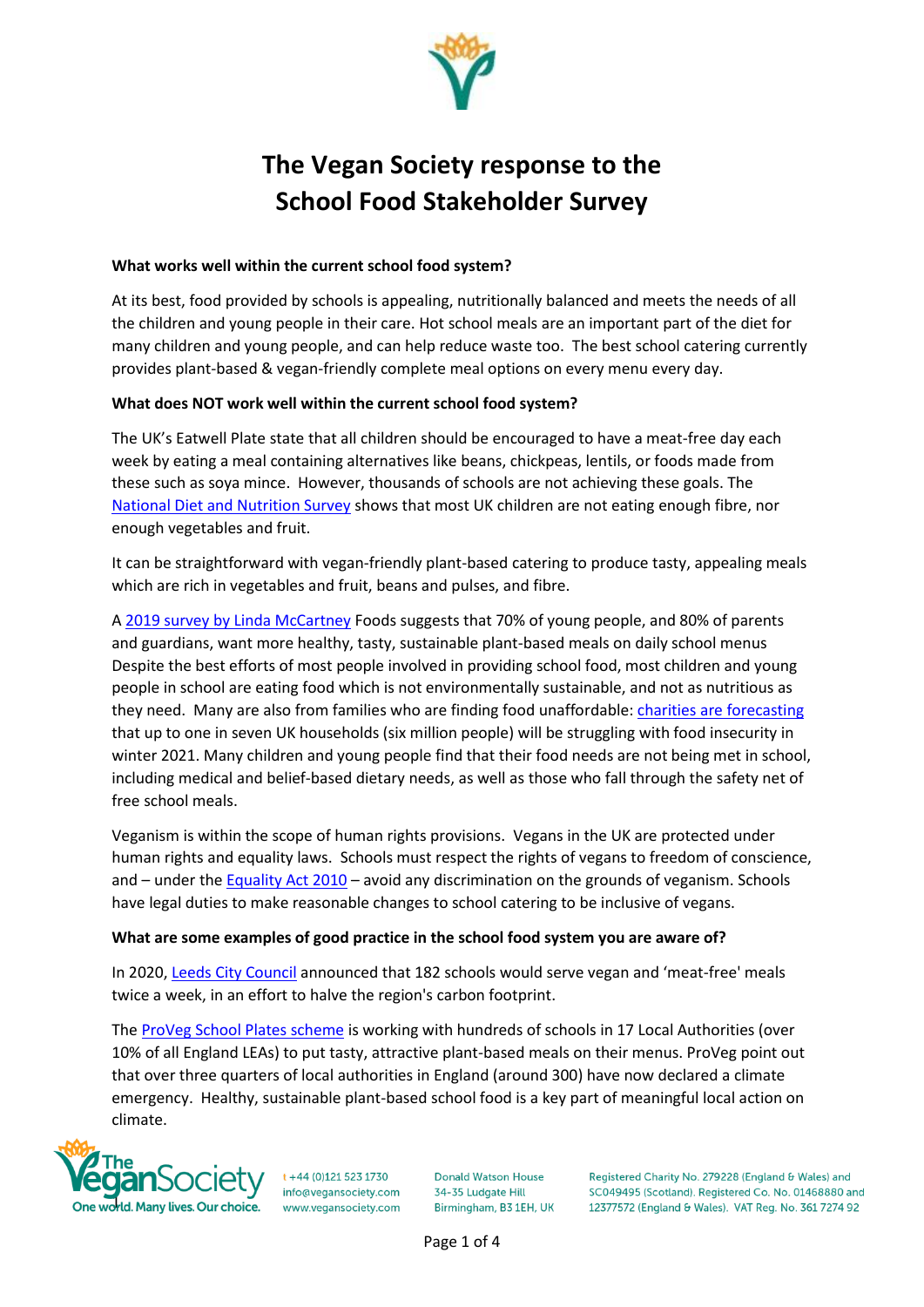# The Vegan Society response to the School Food Stakeholder Survey

**What works well within the current school food system?**

At its best, food provided by schools is appealing, nutritionally balanced and meets the needs of all the children and young people in their care. Hot school meals are an important part of the diet for many children and young people, and can help reduce waste too. The best school catering currently provides plant-based & vegan-friendly complete meal options on every menu every day.

**What does NOT work well within the current school food system?**

The UK's Eatwell Plate state that all children should be encouraged to have a meat-free day each week by eating a meal containing alternatives like beans, chickpeas, lentils, or foods made from these such as soya mince. However, thousands of schools are not achieving these goals. The National Diet and Nutrition Survey shows that most UK children are not eating enough fibre, nor enough vegetables and fruit.

It can be straightforward with vegan-friendly plant-based catering to produce tasty, appealing meals which are rich in vegetables and fruit, beans and pulses, and fibre.

A 2019 survey by Linda McCartney Foods suggests that 70% of young people, and 80% of parents and guardians, want more healthy, tasty, sustainable plant-based meals on daily school menus Despite the best efforts of most people involved in providing school food, most children and young people in school are eating food which is not environmentally sustainable, and not as nutritious as they need. Many are also from families who are finding food unaffordable: charities are forecasting that up to one in seven UK households (six million people) will be struggling with food insecurity in winter 2021. Many children and young people find that their food needs are not being met in school, including medical and belief-based dietary needs, as well as those who fall through the safety net of free school meals.

Veganism is within the scope of human rights provisions. Vegans in the UK are protected under human rights and equality laws. Schools must respect the rights of vegans to freedom of conscience, and – under the Equality Act 2010 – avoid any discrimination on the grounds of veganism. Schools have legal duties to make reasonable changes to school catering to be inclusive of vegans.

**What are some examples of good practice in the school food system you are aware of?**

In 2020, Leeds City Council announced that 182 schools would serve vegan and 'meat-free' meals twice a week, in an effort to halve the region's carbon footprint.

The ProVeg School Plates scheme is working with hundreds of schools in 17 Local Authorities (over 10% of all England LEAs) to put tasty, attractive plant-based meals on their menus. ProVeg point out that over three quarters of local authorities in England (around 300) have now declared a climate emergency. Healthy, sustainable plant-based school food is a key part of meaningful local action on climate.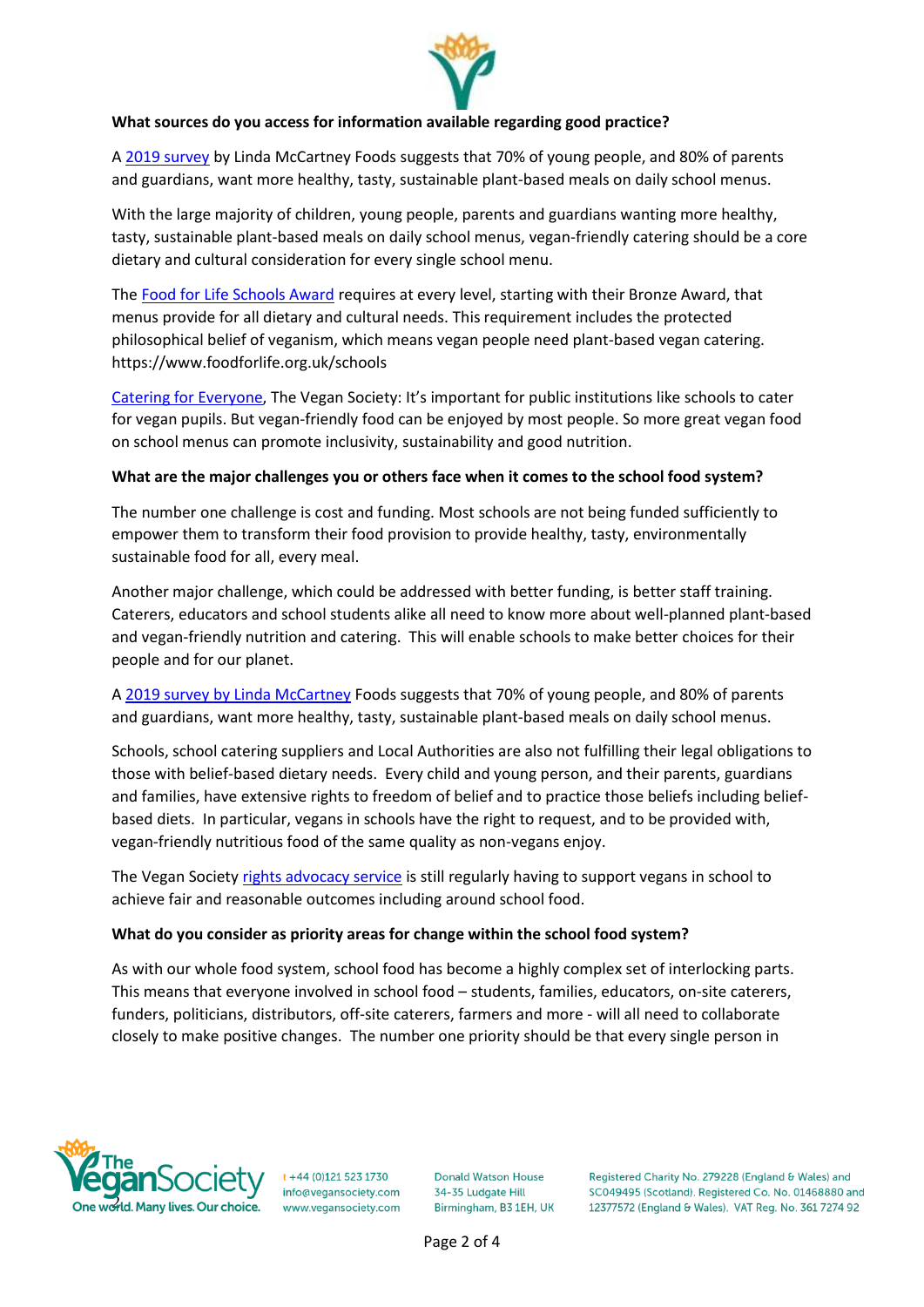**What sources do you access for information available regarding good practice?**

A 2019 survey by Linda McCartney Foods suggests that 70% of young people, and 80% of parents and guardians, want more healthy, tasty, sustainable plant-based meals on daily school menus.

With the large majority of children, young people, parents and guardians wanting more healthy, tasty, sustainable plant-based meals on daily school menus, vegan-friendly catering should be a core dietary and cultural consideration for every single school menu.

The Food for Life Schools Award requires at every level, starting with their Bronze Award, that menus provide for all dietary and cultural needs. This requirement includes the protected philosophical belief of veganism, which means vegan people need plant-based vegan catering. https://www.foodforlife.org.uk/schools

Catering for Everyone, The Vegan Society: It's important for public institutions like schools to cater for vegan pupils. But vegan-friendly food can be enjoyed by most people. So more great vegan food on school menus can promote inclusivity, sustainability and good nutrition.

**What are the major challenges you or others face when it comes to the school food system?**

The number one challenge is cost and funding. Most schools are not being funded sufficiently to empower them to transform their food provision to provide healthy, tasty, environmentally sustainable food for all, every meal.

Another major challenge, which could be addressed with better funding, is better staff training. Caterers, educators and school students alike all need to know more about well-planned plant-based and vegan-friendly nutrition and catering. This will enable schools to make better choices for their people and for our planet.

A 2019 survey by Linda McCartney Foods suggests that 70% of young people, and 80% of parents and guardians, want more healthy, tasty, sustainable plant-based meals on daily school menus.

Schools, school catering suppliers and Local Authorities are also not fulfilling their legal obligations to those with belief-based dietary needs. Every child and young person, and their parents, guardians and families, have extensive rights to freedom of belief and to practice those beliefs including belief-based diets. In particular, vegans in schools have the right to request, and to be provided with, vegan-friendly nutritious food of the same quality as non-vegans enjoy.

The Vegan Society rights advocacy service is still regularly having to support vegans in school to achieve fair and reasonable outcomes including around school food.

**What do you consider as priority areas for change within the school food system?**

As with our whole food system, school food has become a highly complex set of interlocking parts. This means that everyone involved in school food – students, families, educators, on-site caterers, funders, politicians, distributors, off-site caterers, farmers and more - will all need to collaborate closely to make positive changes. The number one priority should be that every single person in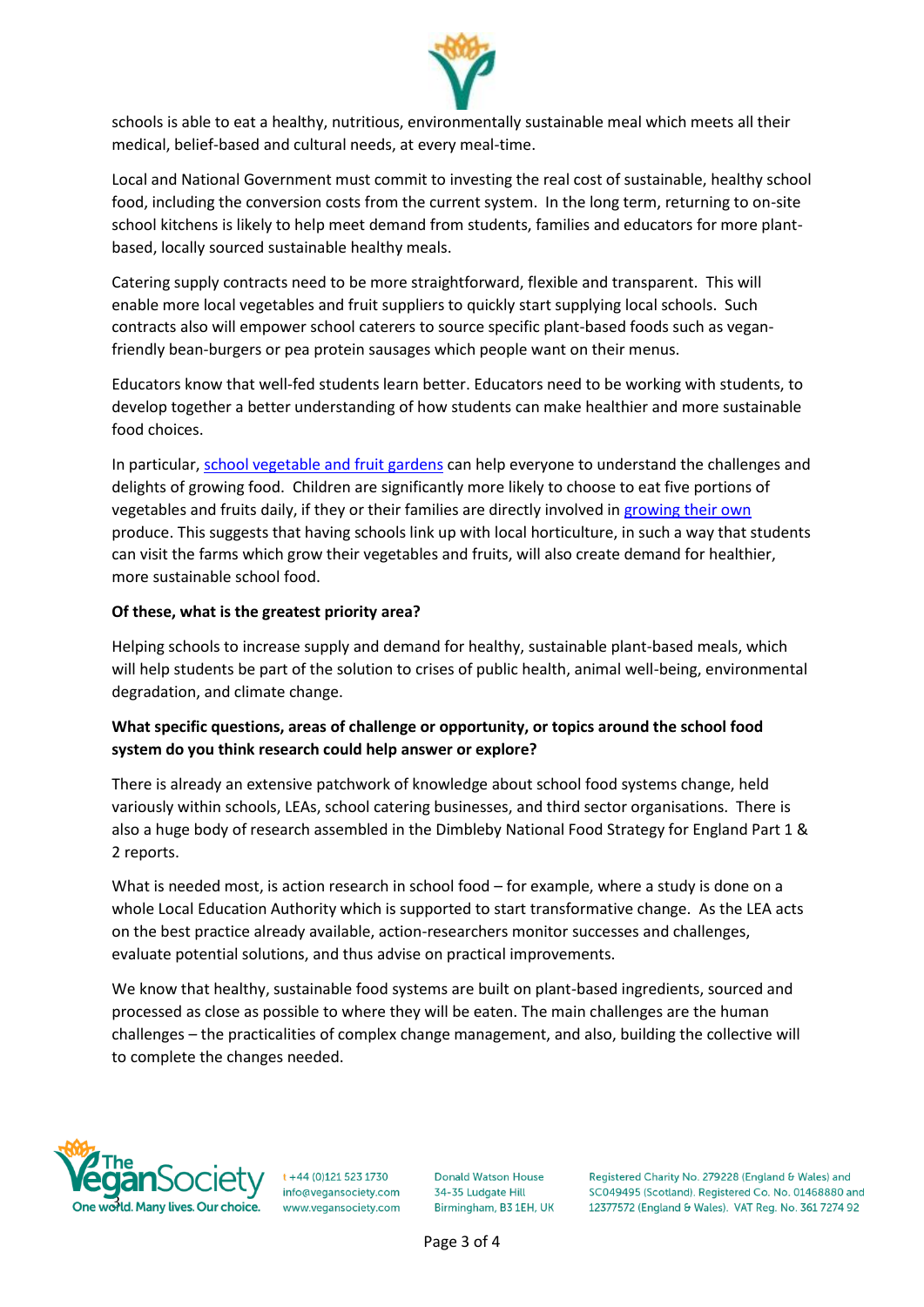schools is able to eat a healthy, nutritious, environmentally sustainable meal which meets all their medical, belief-based and cultural needs, at every meal-time.

Local and National Government must commit to investing the real cost of sustainable, healthy school food, including the conversion costs from the current system. In the long term, returning to on-site school kitchens is likely to help meet demand from students, families and educators for more plant-based, locally sourced sustainable healthy meals.

Catering supply contracts need to be more straightforward, flexible and transparent. This will enable more local vegetables and fruit suppliers to quickly start supplying local schools. Such contracts also will empower school caterers to source specific plant-based foods such as vegan-friendly bean-burgers or pea protein sausages which people want on their menus.

Educators know that well-fed students learn better. Educators need to be working with students, to develop together a better understanding of how students can make healthier and more sustainable food choices.

In particular, school vegetable and fruit gardens can help everyone to understand the challenges and delights of growing food. Children are significantly more likely to choose to eat five portions of vegetables and fruits daily, if they or their families are directly involved in growing their own produce. This suggests that having schools link up with local horticulture, in such a way that students can visit the farms which grow their vegetables and fruits, will also create demand for healthier, more sustainable school food.

**Of these, what is the greatest priority area?**

Helping schools to increase supply and demand for healthy, sustainable plant-based meals, which will help students be part of the solution to crises of public health, animal well-being, environmental degradation, and climate change.

**What specific questions, areas of challenge or opportunity, or topics around the school food system do you think research could help answer or explore?**

There is already an extensive patchwork of knowledge about school food systems change, held variously within schools, LEAs, school catering businesses, and third sector organisations. There is also a huge body of research assembled in the Dimbleby National Food Strategy for England Part 1 & 2 reports.

What is needed most, is action research in school food – for example, where a study is done on a whole Local Education Authority which is supported to start transformative change. As the LEA acts on the best practice already available, action-researchers monitor successes and challenges, evaluate potential solutions, and thus advise on practical improvements.

We know that healthy, sustainable food systems are built on plant-based ingredients, sourced and processed as close as possible to where they will be eaten. The main challenges are the human challenges – the practicalities of complex change management, and also, building the collective will to complete the changes needed.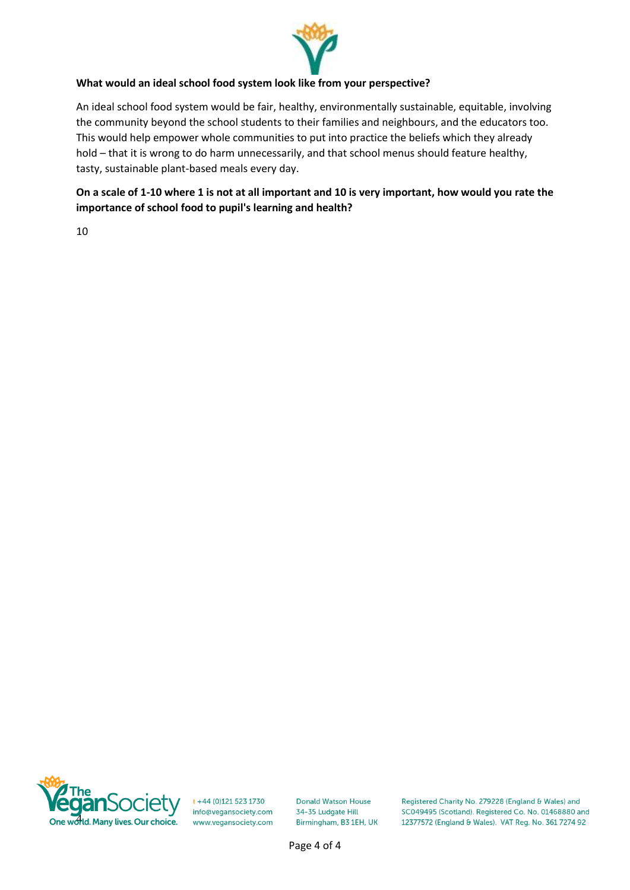**What would an ideal school food system look like from your perspective?**

An ideal school food system would be fair, healthy, environmentally sustainable, equitable, involving the community beyond the school students to their families and neighbours, and the educators too. This would help empower whole communities to put into practice the beliefs which they already hold – that it is wrong to do harm unnecessarily, and that school menus should feature healthy, tasty, sustainable plant-based meals every day.

**On a scale of 1-10 where 1 is not at all important and 10 is very important, how would you rate the importance of school food to pupil's learning and health?**

10